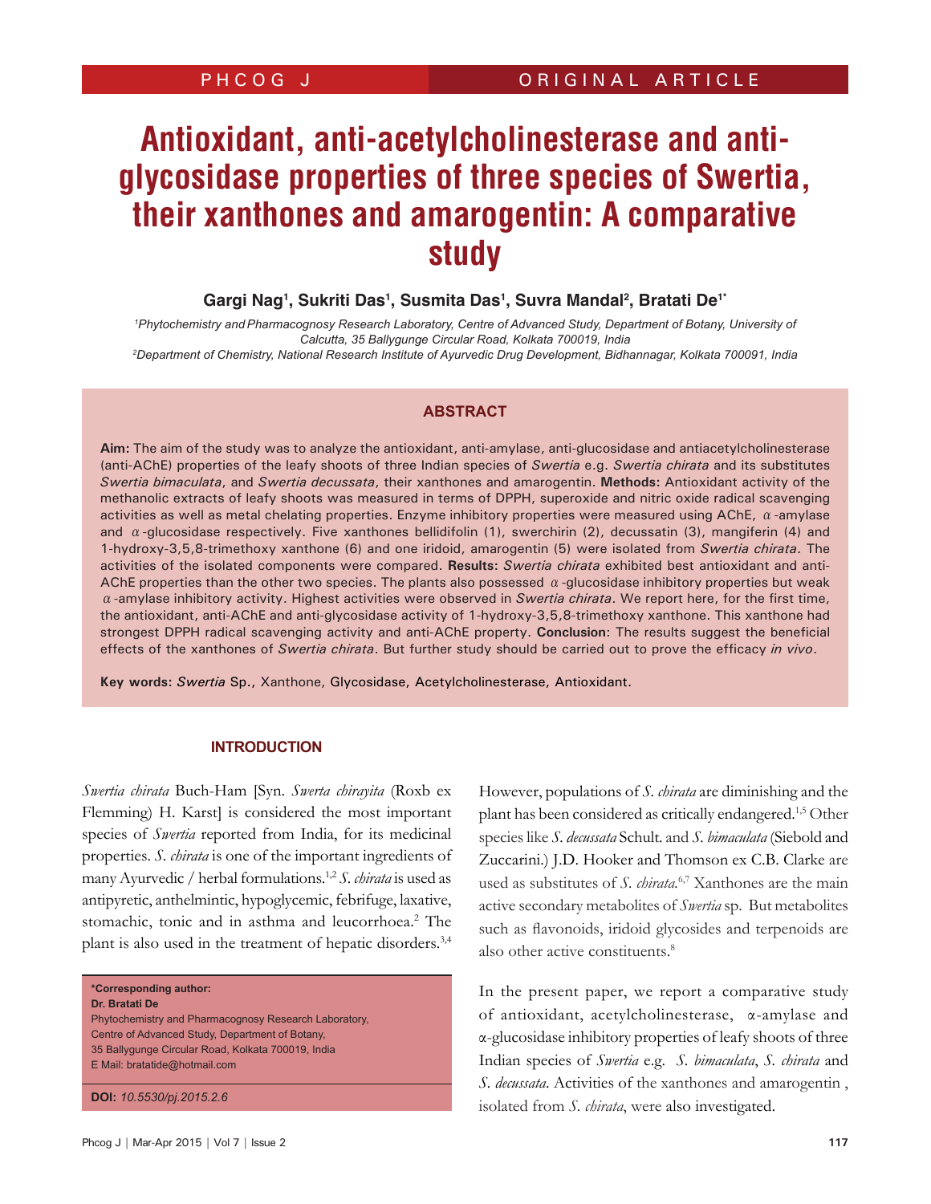# Antioxidant, anti-acetylcholinesterase and anti-glycosidase properties of three species of Swertia, their xanthones and amarogentin: A comparative study

**Gargi Nag[1], Sukriti Das[1], Susmita Das[1], Suvra Mandal[2], Bratati De[1*]**

*[1]Phytochemistry and Pharmacognosy Research Laboratory, Centre of Advanced Study, Department of Botany, University of Calcutta, 35 Ballygunge Circular Road, Kolkata 700019, India*
*[2]Department of Chemistry, National Research Institute of Ayurvedic Drug Development, Bidhannagar, Kolkata 700091, India*

## ABSTRACT

**Aim:** The aim of the study was to analyze the antioxidant, anti-amylase, anti-glucosidase and antiacetylcholinesterase (anti-AChE) properties of the leafy shoots of three Indian species of *Swertia* e.g. *Swertia chirata* and its substitutes *Swertia bimaculata*, and *Swertia decussata*, their xanthones and amarogentin. **Methods:** Antioxidant activity of the methanolic extracts of leafy shoots was measured in terms of DPPH, superoxide and nitric oxide radical scavenging activities as well as metal chelating properties. Enzyme inhibitory properties were measured using AChE, α-amylase and α-glucosidase respectively. Five xanthones bellidifolin (1), swerchirin (2), decussatin (3), mangiferin (4) and 1-hydroxy-3,5,8-trimethoxy xanthone (6) and one iridoid, amarogentin (5) were isolated from *Swertia chirata*. The activities of the isolated components were compared. **Results:** *Swertia chirata* exhibited best antioxidant and anti-AChE properties than the other two species. The plants also possessed α-glucosidase inhibitory properties but weak α-amylase inhibitory activity. Highest activities were observed in *Swertia chirata*. We report here, for the first time, the antioxidant, anti-AChE and anti-glycosidase activity of 1-hydroxy-3,5,8-trimethoxy xanthone. This xanthone had strongest DPPH radical scavenging activity and anti-AChE property. **Conclusion**: The results suggest the beneficial effects of the xanthones of *Swertia chirata*. But further study should be carried out to prove the efficacy *in vivo*.

**Key words:** *Swertia* Sp., Xanthone, Glycosidase, Acetylcholinesterase, Antioxidant.

## INTRODUCTION

*Swertia chirata* Buch-Ham [Syn. *Swerta chirayita* (Roxb ex Flemming) H. Karst] is considered the most important species of *Swertia* reported from India, for its medicinal properties. *S. chirata* is one of the important ingredients of many Ayurvedic / herbal formulations.[1,2] *S. chirata* is used as antipyretic, anthelmintic, hypoglycemic, febrifuge, laxative, stomachic, tonic and in asthma and leucorrhoea.[2] The plant is also used in the treatment of hepatic disorders.[3,4]

**\*Corresponding author:**
**Dr. Bratati De**
Phytochemistry and Pharmacognosy Research Laboratory,
Centre of Advanced Study, Department of Botany,
35 Ballygunge Circular Road, Kolkata 700019, India
E Mail: bratatide@hotmail.com

**DOI:** *10.5530/pj.2015.2.6*

However, populations of *S. chirata* are diminishing and the plant has been considered as critically endangered.[1,5] Other species like *S. decussata* Schult. and *S. bimaculata* (Siebold and Zuccarini.) J.D. Hooker and Thomson ex C.B. Clarke are used as substitutes of *S. chirata*.[6,7] Xanthones are the main active secondary metabolites of *Swertia* sp. But metabolites such as flavonoids, iridoid glycosides and terpenoids are also other active constituents.[8]

In the present paper, we report a comparative study of antioxidant, acetylcholinesterase, α-amylase and α-glucosidase inhibitory properties of leafy shoots of three Indian species of *Swertia* e.g. *S. bimaculata*, *S. chirata* and *S. decussata*. Activities of the xanthones and amarogentin , isolated from *S. chirata*, were also investigated.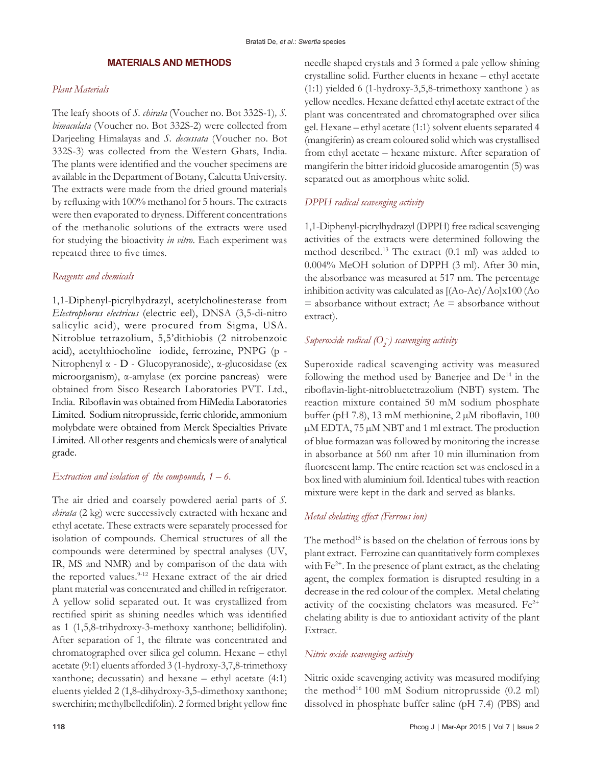## MATERIALS AND METHODS

### *Plant Materials*

The leafy shoots of *S. chirata* (Voucher no. Bot 332S-1)*, S. bimaculata* (Voucher no. Bot 332S-2) were collected from Darjeeling Himalayas and *S. decussata* (Voucher no. Bot 332S-3) was collected from the Western Ghats, India. The plants were identified and the voucher specimens are available in the Department of Botany, Calcutta University. The extracts were made from the dried ground materials by refluxing with 100% methanol for 5 hours. The extracts were then evaporated to dryness. Different concentrations of the methanolic solutions of the extracts were used for studying the bioactivity *in vitro*. Each experiment was repeated three to five times.

### *Reagents and chemicals*

1,1-Diphenyl-picrylhydrazyl, acetylcholinesterase from *Electrophorus electricus* (electric eel), DNSA (3,5-di-nitro salicylic acid), were procured from Sigma, USA. Nitroblue tetrazolium, 5,5'dithiobis (2 nitrobenzoic acid), acetylthiocholine iodide, ferrozine, PNPG (p - Nitrophenyl α - D - Glucopyranoside), α-glucosidase (ex microorganism), α-amylase (ex porcine pancreas) were obtained from Sisco Research Laboratories PVT. Ltd., India. Riboflavin was obtained from HiMedia Laboratories Limited. Sodium nitroprusside, ferric chloride, ammonium molybdate were obtained from Merck Specialties Private Limited. All other reagents and chemicals were of analytical grade.

### *Extraction and isolation of the compounds, 1 – 6.*

The air dried and coarsely powdered aerial parts of *S. chirata* (2 kg) were successively extracted with hexane and ethyl acetate. These extracts were separately processed for isolation of compounds. Chemical structures of all the compounds were determined by spectral analyses (UV, IR, MS and NMR) and by comparison of the data with the reported values.[9-12] Hexane extract of the air dried plant material was concentrated and chilled in refrigerator. A yellow solid separated out. It was crystallized from rectified spirit as shining needles which was identified as 1 (1,5,8-trihydroxy-3-methoxy xanthone; bellidifolin). After separation of 1, the filtrate was concentrated and chromatographed over silica gel column. Hexane – ethyl acetate (9:1) eluents afforded 3 (1-hydroxy-3,7,8-trimethoxy xanthone; decussatin) and hexane – ethyl acetate (4:1) eluents yielded 2 (1,8-dihydroxy-3,5-dimethoxy xanthone; swerchirin; methylbelledifolin). 2 formed bright yellow fine needle shaped crystals and 3 formed a pale yellow shining crystalline solid. Further eluents in hexane – ethyl acetate (1:1) yielded 6 (1-hydroxy-3,5,8-trimethoxy xanthone ) as yellow needles. Hexane defatted ethyl acetate extract of the plant was concentrated and chromatographed over silica gel. Hexane – ethyl acetate (1:1) solvent eluents separated 4 (mangiferin) as cream coloured solid which was crystallised from ethyl acetate – hexane mixture. After separation of mangiferin the bitter iridoid glucoside amarogentin (5) was separated out as amorphous white solid.

### *DPPH radical scavenging activity*

1,1-Diphenyl-picrylhydrazyl (DPPH) free radical scavenging activities of the extracts were determined following the method described.[13] The extract (0.1 ml) was added to 0.004% MeOH solution of DPPH (3 ml). After 30 min, the absorbance was measured at 517 nm. The percentage inhibition activity was calculated as $[(Ao\text{-}Ae)/Ao]\times100$ (Ao = absorbance without extract; Ae = absorbance without extract).

### *Superoxide radical ($O_2^{-}$) scavenging activity*

Superoxide radical scavenging activity was measured following the method used by Banerjee and De[14] in the riboflavin-light-nitrobluetetrazolium (NBT) system. The reaction mixture contained 50 mM sodium phosphate buffer (pH 7.8), 13 mM methionine, 2 μM riboflavin, 100 μM EDTA, 75 μM NBT and 1 ml extract. The production of blue formazan was followed by monitoring the increase in absorbance at 560 nm after 10 min illumination from fluorescent lamp. The entire reaction set was enclosed in a box lined with aluminium foil. Identical tubes with reaction mixture were kept in the dark and served as blanks.

### *Metal chelating effect (Ferrous ion)*

The method[15] is based on the chelation of ferrous ions by plant extract. Ferrozine can quantitatively form complexes with $Fe^{2+}$. In the presence of plant extract, as the chelating agent, the complex formation is disrupted resulting in a decrease in the red colour of the complex. Metal chelating activity of the coexisting chelators was measured. $Fe^{2+}$ chelating ability is due to antioxidant activity of the plant Extract.

### *Nitric oxide scavenging activity*

Nitric oxide scavenging activity was measured modifying the method[16] 100 mM Sodium nitroprusside (0.2 ml) dissolved in phosphate buffer saline (pH 7.4) (PBS) and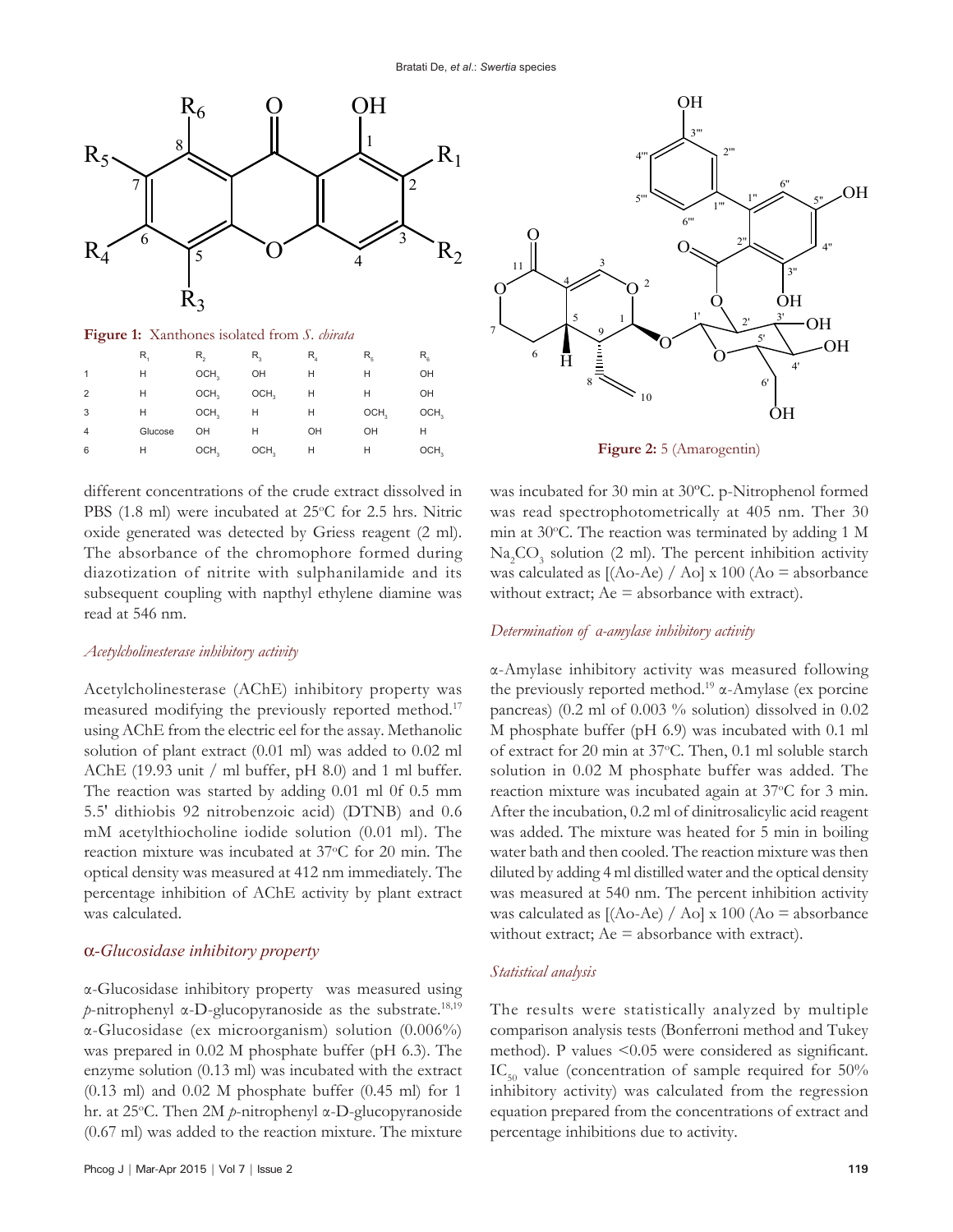**Figure 1:** Xanthones isolated from *S. chirata*

| | $R_1$ | $R_2$ | $R_3$ | $R_4$ | $R_5$ | $R_6$ |
|---|---|---|---|---|---|---|
| 1 | H | $OCH_3$ | OH | H | H | OH |
| 2 | H | $OCH_3$ | $OCH_3$ | H | H | OH |
| 3 | H | $OCH_3$ | H | H | $OCH_3$ | $OCH_3$ |
| 4 | Glucose | OH | H | OH | OH | H |
| 6 | H | $OCH_3$ | $OCH_3$ | H | H | $OCH_3$ |

**Figure 2:** 5 (Amarogentin)

different concentrations of the crude extract dissolved in PBS (1.8 ml) were incubated at 25°C for 2.5 hrs. Nitric oxide generated was detected by Griess reagent (2 ml). The absorbance of the chromophore formed during diazotization of nitrite with sulphanilamide and its subsequent coupling with napthyl ethylene diamine was read at 546 nm.

### *Acetylcholinesterase inhibitory activity*

Acetylcholinesterase (AChE) inhibitory property was measured modifying the previously reported method.[17] using AChE from the electric eel for the assay. Methanolic solution of plant extract (0.01 ml) was added to 0.02 ml AChE (19.93 unit / ml buffer, pH 8.0) and 1 ml buffer. The reaction was started by adding 0.01 ml 0f 0.5 mm 5.5' dithiobis 92 nitrobenzoic acid) (DTNB) and 0.6 mM acetylthiocholine iodide solution (0.01 ml). The reaction mixture was incubated at 37°C for 20 min. The optical density was measured at 412 nm immediately. The percentage inhibition of AChE activity by plant extract was calculated.

### *α-Glucosidase inhibitory property*

α-Glucosidase inhibitory property was measured using *p*-nitrophenyl α-D-glucopyranoside as the substrate.[18,19] α-Glucosidase (ex microorganism) solution (0.006%) was prepared in 0.02 M phosphate buffer (pH 6.3). The enzyme solution (0.13 ml) was incubated with the extract (0.13 ml) and 0.02 M phosphate buffer (0.45 ml) for 1 hr. at 25°C. Then 2M *p*-nitrophenyl α-D-glucopyranoside (0.67 ml) was added to the reaction mixture. The mixture was incubated for 30 min at 30ºC. p-Nitrophenol formed was read spectrophotometrically at 405 nm. Ther 30 min at 30°C. The reaction was terminated by adding 1 M $Na_2CO_3$ solution (2 ml). The percent inhibition activity was calculated as [(Ao-Ae) / Ao] x 100 (Ao = absorbance without extract; Ae = absorbance with extract).

### *Determination of a-amylase inhibitory activity*

α-Amylase inhibitory activity was measured following the previously reported method.[19] α-Amylase (ex porcine pancreas) (0.2 ml of 0.003 % solution) dissolved in 0.02 M phosphate buffer (pH 6.9) was incubated with 0.1 ml of extract for 20 min at 37°C. Then, 0.1 ml soluble starch solution in 0.02 M phosphate buffer was added. The reaction mixture was incubated again at 37°C for 3 min. After the incubation, 0.2 ml of dinitrosalicylic acid reagent was added. The mixture was heated for 5 min in boiling water bath and then cooled. The reaction mixture was then diluted by adding 4 ml distilled water and the optical density was measured at 540 nm. The percent inhibition activity was calculated as [(Ao-Ae) / Ao] x 100 (Ao = absorbance without extract; Ae = absorbance with extract).

### *Statistical analysis*

The results were statistically analyzed by multiple comparison analysis tests (Bonferroni method and Tukey method). P values <0.05 were considered as significant. $IC_{50}$ value (concentration of sample required for 50% inhibitory activity) was calculated from the regression equation prepared from the concentrations of extract and percentage inhibitions due to activity.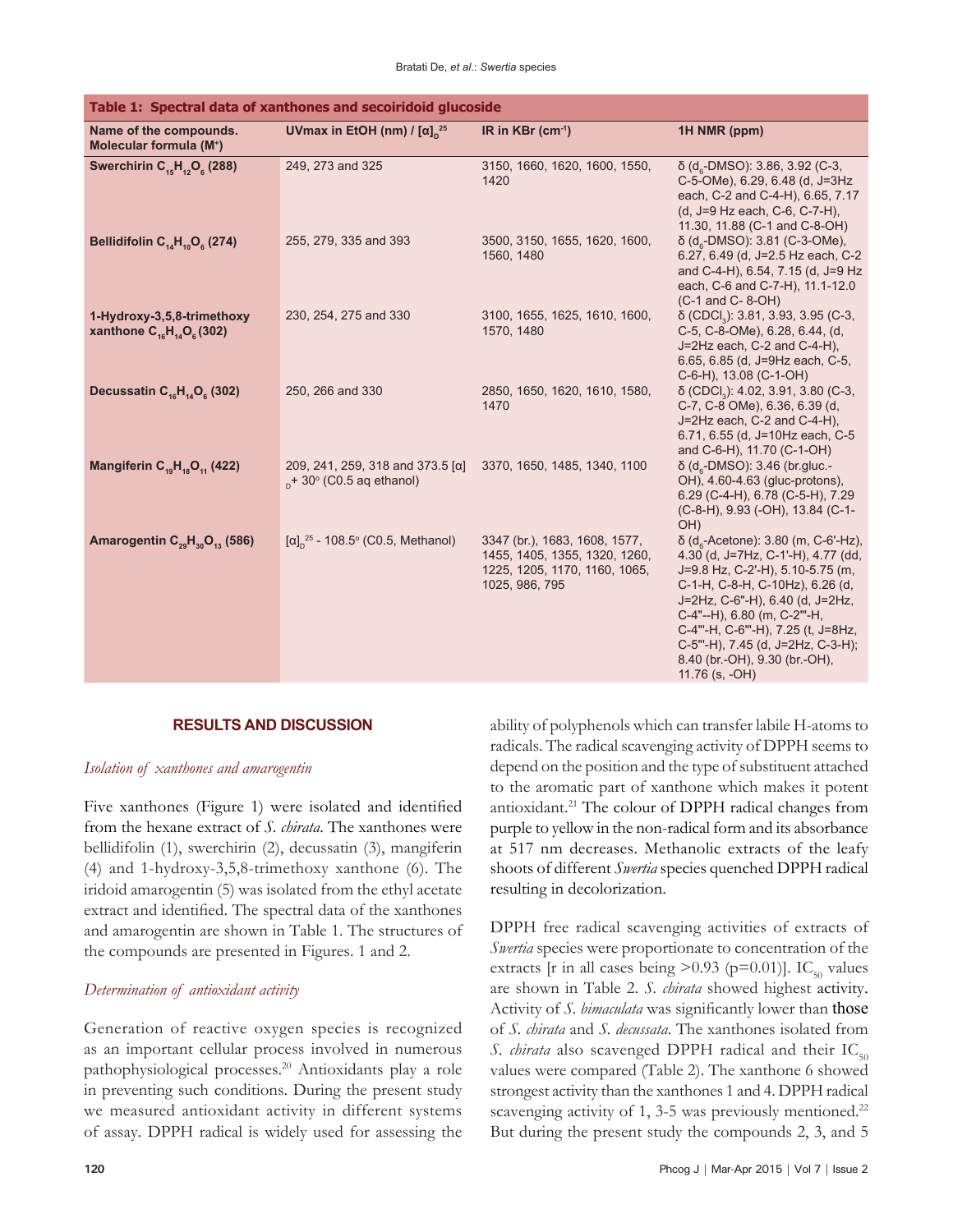**Table 1: Spectral data of xanthones and secoiridoid glucoside**

| Name of the compounds. Molecular formula ($M^+$) | UVmax in EtOH (nm) / $[\alpha]_D^{25}$ | IR in KBr ($cm^{-1}$) | 1H NMR (ppm) |
|---|---|---|---|
| Swerchirin $C_{15}H_{12}O_6$ (288) | 249, 273 and 325 | 3150, 1660, 1620, 1600, 1550, 1420 | δ ($d_6$-DMSO): 3.86, 3.92 (C-3, C-5-OMe), 6.29, 6.48 (d, J=3Hz each, C-2 and C-4-H), 6.65, 7.17 (d, J=9 Hz each, C-6, C-7-H), 11.30, 11.88 (C-1 and C-8-OH) |
| Bellidifolin $C_{14}H_{10}O_6$ (274) | 255, 279, 335 and 393 | 3500, 3150, 1655, 1620, 1600, 1560, 1480 | δ ($d_6$-DMSO): 3.81 (C-3-OMe), 6.27, 6.49 (d, J=2.5 Hz each, C-2 and C-4-H), 6.54, 7.15 (d, J=9 Hz each, C-6 and C-7-H), 11.1-12.0 (C-1 and C- 8-OH) |
| 1-Hydroxy-3,5,8-trimethoxy xanthone $C_{16}H_{14}O_6$ (302) | 230, 254, 275 and 330 | 3100, 1655, 1625, 1610, 1600, 1570, 1480 | δ ($CDCl_3$): 3.81, 3.93, 3.95 (C-3, C-5, C-8-OMe), 6.28, 6.44, (d, J=2Hz each, C-2 and C-4-H), 6.65, 6.85 (d, J=9Hz each, C-5, C-6-H), 13.08 (C-1-OH) |
| Decussatin $C_{16}H_{14}O_6$ (302) | 250, 266 and 330 | 2850, 1650, 1620, 1610, 1580, 1470 | δ ($CDCl_3$): 4.02, 3.91, 3.80 (C-3, C-7, C-8 OMe), 6.36, 6.39 (d, J=2Hz each, C-2 and C-4-H), 6.71, 6.55 (d, J=10Hz each, C-5 and C-6-H), 11.70 (C-1-OH) |
| Mangiferin $C_{19}H_{18}O_{11}$ (422) | 209, 241, 259, 318 and 373.5 $[\alpha]_D$ + 30° (C0.5 aq ethanol) | 3370, 1650, 1485, 1340, 1100 | δ ($d_6$-DMSO): 3.46 (br.gluc.-OH), 4.60-4.63 (gluc-protons), 6.29 (C-4-H), 6.78 (C-5-H), 7.29 (C-8-H), 9.93 (-OH), 13.84 (C-1-OH) |
| Amarogentin $C_{29}H_{30}O_{13}$ (586) | $[\alpha]_D^{25}$ - 108.5° (C0.5, Methanol) | 3347 (br.), 1683, 1608, 1577, 1455, 1405, 1355, 1320, 1260, 1225, 1205, 1170, 1160, 1065, 1025, 986, 795 | δ ($d_6$-Acetone): 3.80 (m, C-6'-Hz), 4.30 (d, J=7Hz, C-1'-H), 4.77 (dd, J=9.8 Hz, C-2'-H), 5.10-5.75 (m, C-1-H, C-8-H, C-10Hz), 6.26 (d, J=2Hz, C-6''-H), 6.40 (d, J=2Hz, C-4''--H), 6.80 (m, C-2'''-H, C-4'''-H, C-6'''-H), 7.25 (t, J=8Hz, C-5'''-H), 7.45 (d, J=2Hz, C-3-H); 8.40 (br.-OH), 9.30 (br.-OH), 11.76 (s, -OH) |

## RESULTS AND DISCUSSION

### *Isolation of xanthones and amarogentin*

Five xanthones (Figure 1) were isolated and identified from the hexane extract of *S. chirata*. The xanthones were bellidifolin (1), swerchirin (2), decussatin (3), mangiferin (4) and 1-hydroxy-3,5,8-trimethoxy xanthone (6). The iridoid amarogentin (5) was isolated from the ethyl acetate extract and identified. The spectral data of the xanthones and amarogentin are shown in Table 1. The structures of the compounds are presented in Figures. 1 and 2.

### *Determination of antioxidant activity*

Generation of reactive oxygen species is recognized as an important cellular process involved in numerous pathophysiological processes.[20] Antioxidants play a role in preventing such conditions. During the present study we measured antioxidant activity in different systems of assay. DPPH radical is widely used for assessing the ability of polyphenols which can transfer labile H-atoms to radicals. The radical scavenging activity of DPPH seems to depend on the position and the type of substituent attached to the aromatic part of xanthone which makes it potent antioxidant.[21] The colour of DPPH radical changes from purple to yellow in the non-radical form and its absorbance at 517 nm decreases. Methanolic extracts of the leafy shoots of different *Swertia* species quenched DPPH radical resulting in decolorization.

DPPH free radical scavenging activities of extracts of *Swertia* species were proportionate to concentration of the extracts [r in all cases being >0.93 (p=0.01)]. $IC_{50}$ values are shown in Table 2. *S. chirata* showed highest activity. Activity of *S. bimaculata* was significantly lower than those of *S. chirata* and *S. decussata*. The xanthones isolated from *S. chirata* also scavenged DPPH radical and their $IC_{50}$ values were compared (Table 2). The xanthone 6 showed strongest activity than the xanthones 1 and 4. DPPH radical scavenging activity of 1, 3-5 was previously mentioned.[22] But during the present study the compounds 2, 3, and 5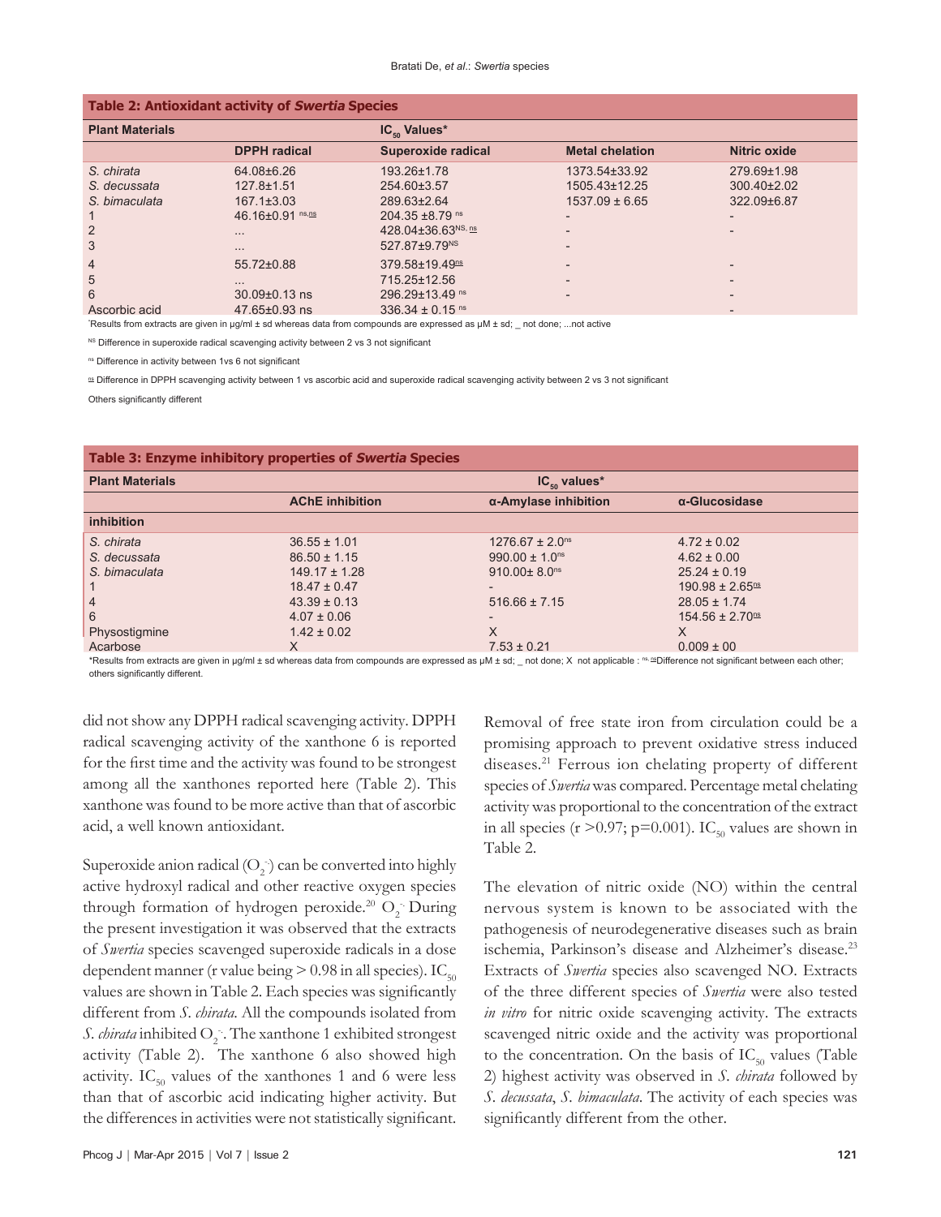**Table 2: Antioxidant activity of *Swertia* Species**

| Plant Materials | IC$_{50}$ Values* | | | |
|---|---|---|---|---|
| | DPPH radical | Superoxide radical | Metal chelation | Nitric oxide |
| *S. chirata* | 64.08±6.26 | 193.26±1.78 | 1373.54±33.92 | 279.69±1.98 |
| *S. decussata* | 127.8±1.51 | 254.60±3.57 | 1505.43±12.25 | 300.40±2.02 |
| *S. bimaculata* | 167.1±3.03 | 289.63±2.64 | 1537.09 ± 6.65 | 322.09±6.87 |
| 1 | 46.16±0.91 ns,ns | 204.35 ±8.79 ns | - | - |
| 2 | ... | 428.04±36.63NS, ns | - | - |
| 3 | ... | 527.87±9.79NS | - | |
| 4 | 55.72±0.88 | 379.58±19.49ns | - | - |
| 5 | ... | 715.25±12.56 | - | - |
| 6 | 30.09±0.13 ns | 296.29±13.49 ns | - | - |
| Ascorbic acid | 47.65±0.93 ns | 336.34 ± 0.15 ns | | - |

*Results from extracts are given in µg/ml ± sd whereas data from compounds are expressed as µM ± sd; _ not done; ...not active

NS Difference in superoxide radical scavenging activity between 2 vs 3 not significant

ns Difference in activity between 1vs 6 not significant

ns Difference in DPPH scavenging activity between 1 vs ascorbic acid and superoxide radical scavenging activity between 2 vs 3 not significant

Others significantly different

**Table 3: Enzyme inhibitory properties of *Swertia* Species**

| Plant Materials | IC$_{50}$ values* | | |
|---|---|---|---|
| | AChE inhibition | α-Amylase inhibition | α-Glucosidase |
| inhibition | | | |
| *S. chirata* | 36.55 ± 1.01 | 1276.67 ± 2.0ns | 4.72 ± 0.02 |
| *S. decussata* | 86.50 ± 1.15 | 990.00 ± 1.0ns | 4.62 ± 0.00 |
| *S. bimaculata* | 149.17 ± 1.28 | 910.00± 8.0ns | 25.24 ± 0.19 |
| 1 | 18.47 ± 0.47 | - | 190.98 ± 2.65ns |
| 4 | 43.39 ± 0.13 | 516.66 ± 7.15 | 28.05 ± 1.74 |
| 6 | 4.07 ± 0.06 | - | 154.56 ± 2.70ns |
| Physostigmine | 1.42 ± 0.02 | X | X |
| Acarbose | X | 7.53 ± 0.21 | 0.009 ± 00 |

*Results from extracts are given in µg/ml ± sd whereas data from compounds are expressed as µM ± sd; _ not done; X not applicable : ns, nsDifference not significant between each other; others significantly different.

did not show any DPPH radical scavenging activity. DPPH radical scavenging activity of the xanthone 6 is reported for the first time and the activity was found to be strongest among all the xanthones reported here (Table 2). This xanthone was found to be more active than that of ascorbic acid, a well known antioxidant.

Superoxide anion radical ($O_2^-$) can be converted into highly active hydroxyl radical and other reactive oxygen species through formation of hydrogen peroxide.[20] $O_2^-$ During the present investigation it was observed that the extracts of *Swertia* species scavenged superoxide radicals in a dose dependent manner (r value being > 0.98 in all species). IC$_{50}$ values are shown in Table 2. Each species was significantly different from *S. chirata*. All the compounds isolated from *S. chirata* inhibited $O_2^-$. The xanthone 1 exhibited strongest activity (Table 2). The xanthone 6 also showed high activity. IC$_{50}$ values of the xanthones 1 and 6 were less than that of ascorbic acid indicating higher activity. But the differences in activities were not statistically significant.

Removal of free state iron from circulation could be a promising approach to prevent oxidative stress induced diseases.[21] Ferrous ion chelating property of different species of *Swertia* was compared. Percentage metal chelating activity was proportional to the concentration of the extract in all species (r >0.97; p=0.001). IC$_{50}$ values are shown in Table 2.

The elevation of nitric oxide (NO) within the central nervous system is known to be associated with the pathogenesis of neurodegenerative diseases such as brain ischemia, Parkinson's disease and Alzheimer's disease.[23] Extracts of *Swertia* species also scavenged NO. Extracts of the three different species of *Swertia* were also tested *in vitro* for nitric oxide scavenging activity. The extracts scavenged nitric oxide and the activity was proportional to the concentration. On the basis of IC$_{50}$ values (Table 2) highest activity was observed in *S. chirata* followed by *S. decussata*, *S. bimaculata*. The activity of each species was significantly different from the other.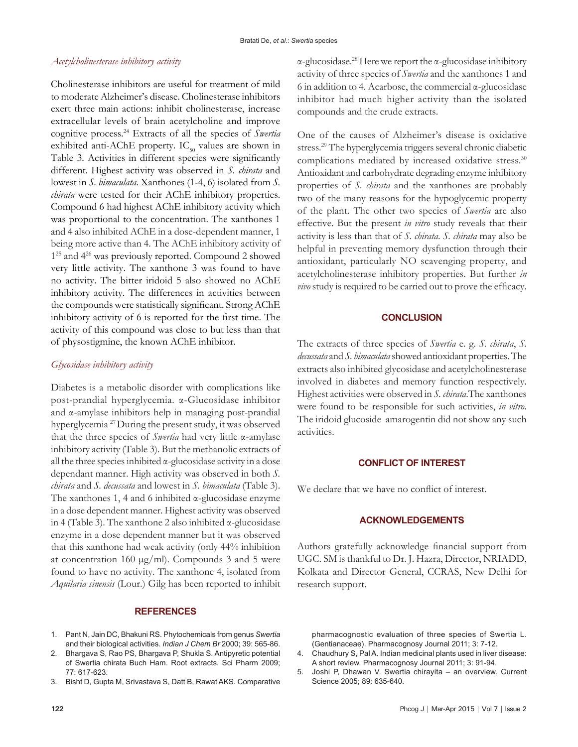### *Acetylcholinesterase inhibitory activity*

Cholinesterase inhibitors are useful for treatment of mild to moderate Alzheimer's disease. Cholinesterase inhibitors exert three main actions: inhibit cholinesterase, increase extracellular levels of brain acetylcholine and improve cognitive process.[24] Extracts of all the species of *Swertia* exhibited anti-AChE property. $IC_{50}$ values are shown in Table 3. Activities in different species were significantly different. Highest activity was observed in *S. chirata* and lowest in *S. bimaculata*. Xanthones (1-4, 6) isolated from *S. chirata* were tested for their AChE inhibitory properties. Compound 6 had highest AChE inhibitory activity which was proportional to the concentration. The xanthones 1 and 4 also inhibited AChE in a dose-dependent manner, 1 being more active than 4. The AChE inhibitory activity of 1[25] and 4[26] was previously reported. Compound 2 showed very little activity. The xanthone 3 was found to have no activity. The bitter iridoid 5 also showed no AChE inhibitory activity. The differences in activities between the compounds were statistically significant. Strong AChE inhibitory activity of 6 is reported for the first time. The activity of this compound was close to but less than that of physostigmine, the known AChE inhibitor.

### *Glycosidase inhibitory activity*

Diabetes is a metabolic disorder with complications like post-prandial hyperglycemia. α-Glucosidase inhibitor and α-amylase inhibitors help in managing post-prandial hyperglycemia [27] During the present study, it was observed that the three species of *Swertia* had very little α-amylase inhibitory activity (Table 3). But the methanolic extracts of all the three species inhibited α-glucosidase activity in a dose dependant manner. High activity was observed in both *S. chirata* and *S. decussata* and lowest in *S. bimaculata* (Table 3). The xanthones 1, 4 and 6 inhibited α-glucosidase enzyme in a dose dependent manner. Highest activity was observed in 4 (Table 3). The xanthone 2 also inhibited α-glucosidase enzyme in a dose dependent manner but it was observed that this xanthone had weak activity (only 44% inhibition at concentration 160 μg/ml). Compounds 3 and 5 were found to have no activity. The xanthone 4, isolated from *Aquilaria sinensis* (Lour.) Gilg has been reported to inhibit α-glucosidase.[28] Here we report the α-glucosidase inhibitory activity of three species of *Swertia* and the xanthones 1 and 6 in addition to 4. Acarbose, the commercial α-glucosidase inhibitor had much higher activity than the isolated compounds and the crude extracts.

One of the causes of Alzheimer's disease is oxidative stress.[29] The hyperglycemia triggers several chronic diabetic complications mediated by increased oxidative stress.[30] Antioxidant and carbohydrate degrading enzyme inhibitory properties of *S. chirata* and the xanthones are probably two of the many reasons for the hypoglycemic property of the plant. The other two species of *Swertia* are also effective. But the present *in vitro* study reveals that their activity is less than that of *S. chirata*. *S. chirata* may also be helpful in preventing memory dysfunction through their antioxidant, particularly NO scavenging property, and acetylcholinesterase inhibitory properties. But further *in vivo* study is required to be carried out to prove the efficacy.

## CONCLUSION

The extracts of three species of *Swertia* e. g. *S. chirata*, *S. decussata* and *S. bimaculata* showed antioxidant properties. The extracts also inhibited glycosidase and acetylcholinesterase involved in diabetes and memory function respectively. Highest activities were observed in *S. chirata*.The xanthones were found to be responsible for such activities, *in vitro*. The iridoid glucoside amarogentin did not show any such activities.

## CONFLICT OF INTEREST

We declare that we have no conflict of interest.

## ACKNOWLEDGEMENTS

Authors gratefully acknowledge financial support from UGC. SM is thankful to Dr. J. Hazra, Director, NRIADD, Kolkata and Director General, CCRAS, New Delhi for research support.

## REFERENCES

1. Pant N, Jain DC, Bhakuni RS. Phytochemicals from genus *Swertia* and their biological activities. *Indian J Chem Br* 2000; 39: 565-86.
2. Bhargava S, Rao PS, Bhargava P, Shukla S. Antipyretic potential of Swertia chirata Buch Ham. Root extracts. Sci Pharm 2009; 77: 617-623.
3. Bisht D, Gupta M, Srivastava S, Datt B, Rawat AKS. Comparative pharmacognostic evaluation of three species of Swertia L. (Gentianaceae). Pharmacognosy Journal 2011; 3: 7-12.
4. Chaudhury S, Pal A. Indian medicinal plants used in liver disease: A short review. Pharmacognosy Journal 2011; 3: 91-94.
5. Joshi P, Dhawan V. Swertia chirayita – an overview. Current Science 2005; 89: 635-640.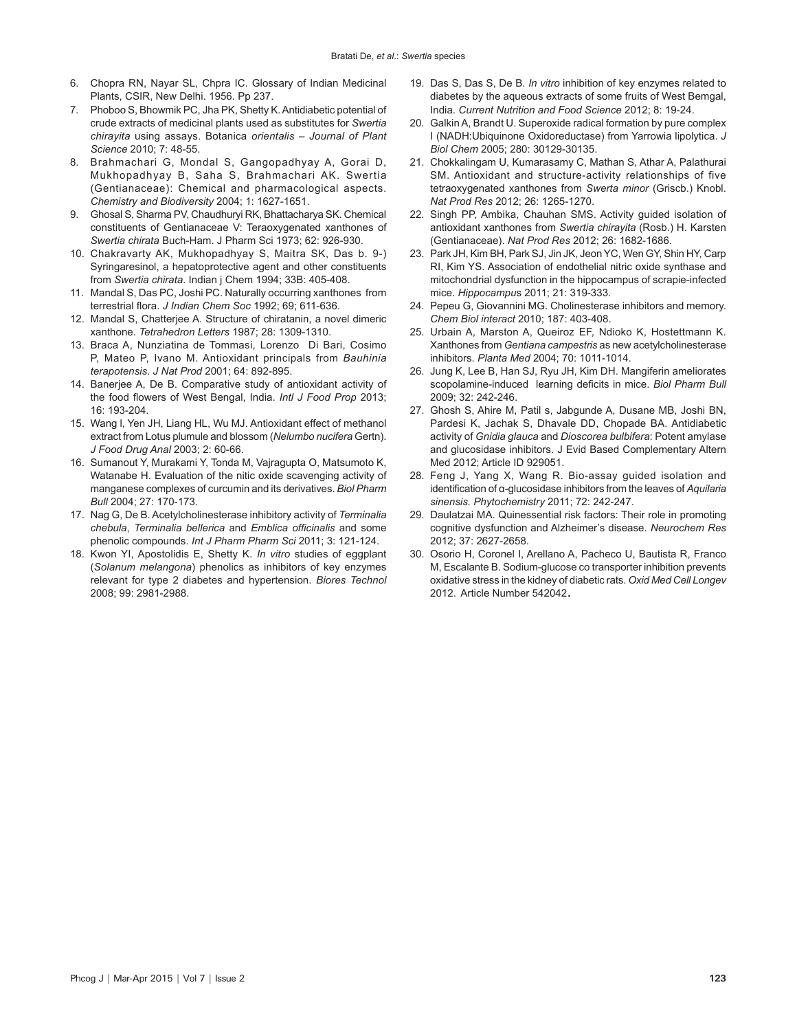6. Chopra RN, Nayar SL, Chpra IC. Glossary of Indian Medicinal Plants, CSIR, New Delhi. 1956. Pp 237.
7. Phoboo S, Bhowmik PC, Jha PK, Shetty K. Antidiabetic potential of crude extracts of medicinal plants used as substitutes for *Swertia chirayita* using assays. Botanica *orientalis – Journal of Plant Science* 2010; 7: 48-55.
8. Brahmachari G, Mondal S, Gangopadhyay A, Gorai D, Mukhopadhyay B, Saha S, Brahmachari AK. Swertia (Gentianaceae): Chemical and pharmacological aspects. *Chemistry and Biodiversity* 2004; 1: 1627-1651.
9. Ghosal S, Sharma PV, Chaudhuryi RK, Bhattacharya SK. Chemical constituents of Gentianaceae V: Teraoxygenated xanthones of *Swertia chirata* Buch-Ham. J Pharm Sci 1973; 62: 926-930.
10. Chakravarty AK, Mukhopadhyay S, Maitra SK, Das b. 9-) Syringaresinol, a hepatoprotective agent and other constituents from *Swertia chirata*. Indian j Chem 1994; 33B: 405-408.
11. Mandal S, Das PC, Joshi PC. Naturally occurring xanthones from terrestrial flora. *J Indian Chem Soc* 1992; 69; 611-636.
12. Mandal S, Chatterjee A. Structure of chiratanin, a novel dimeric xanthone. *Tetrahedron Letters* 1987; 28: 1309-1310.
13. Braca A, Nunziatina de Tommasi, Lorenzo Di Bari, Cosimo P, Mateo P, Ivano M. Antioxidant principals from *Bauhinia terapotensis*. *J Nat Prod* 2001; 64: 892-895.
14. Banerjee A, De B. Comparative study of antioxidant activity of the food flowers of West Bengal, India. *Intl J Food Prop* 2013; 16: 193-204.
15. Wang l, Yen JH, Liang HL, Wu MJ. Antioxidant effect of methanol extract from Lotus plumule and blossom (*Nelumbo nucifera* Gertn). *J Food Drug Anal* 2003; 2: 60-66.
16. Sumanout Y, Murakami Y, Tonda M, Vajragupta O, Matsumoto K, Watanabe H. Evaluation of the nitic oxide scavenging activity of manganese complexes of curcumin and its derivatives. *Biol Pharm Bull* 2004; 27: 170-173.
17. Nag G, De B. Acetylcholinesterase inhibitory activity of *Terminalia chebula*, *Terminalia bellerica* and *Emblica officinalis* and some phenolic compounds. *Int J Pharm Pharm Sci* 2011; 3: 121-124.
18. Kwon YI, Apostolidis E, Shetty K. *In vitro* studies of eggplant (*Solanum melangona*) phenolics as inhibitors of key enzymes relevant for type 2 diabetes and hypertension. *Biores Technol* 2008; 99: 2981-2988.
19. Das S, Das S, De B. *In vitro* inhibition of key enzymes related to diabetes by the aqueous extracts of some fruits of West Bemgal, India. *Current Nutrition and Food Science* 2012; 8: 19-24.
20. Galkin A, Brandt U. Superoxide radical formation by pure complex I (NADH:Ubiquinone Oxidoreductase) from Yarrowia lipolytica. *J Biol Chem* 2005; 280: 30129-30135.
21. Chokkalingam U, Kumarasamy C, Mathan S, Athar A, Palathurai SM. Antioxidant and structure-activity relationships of five tetraoxygenated xanthones from *Swerta minor* (Griscb.) Knobl. *Nat Prod Res* 2012; 26: 1265-1270.
22. Singh PP, Ambika, Chauhan SMS. Activity guided isolation of antioxidant xanthones from *Swertia chirayita* (Rosb.) H. Karsten (Gentianaceae). *Nat Prod Res* 2012; 26: 1682-1686.
23. Park JH, Kim BH, Park SJ, Jin JK, Jeon YC, Wen GY, Shin HY, Carp RI, Kim YS. Association of endothelial nitric oxide synthase and mitochondrial dysfunction in the hippocampus of scrapie-infected mice. *Hippocampus* 2011; 21: 319-333.
24. Pepeu G, Giovannini MG. Cholinesterase inhibitors and memory. *Chem Biol interact* 2010; 187: 403-408.
25. Urbain A, Marston A, Queiroz EF, Ndioko K, Hostettmann K. Xanthones from *Gentiana campestris* as new acetylcholinesterase inhibitors. *Planta Med* 2004; 70: 1011-1014.
26. Jung K, Lee B, Han SJ, Ryu JH, Kim DH. Mangiferin ameliorates scopolamine-induced learning deficits in mice. *Biol Pharm Bull* 2009; 32: 242-246.
27. Ghosh S, Ahire M, Patil s, Jabgunde A, Dusane MB, Joshi BN, Pardesi K, Jachak S, Dhavale DD, Chopade BA. Antidiabetic activity of *Gnidia glauca* and *Dioscorea bulbifera*: Potent amylase and glucosidase inhibitors. J Evid Based Complementary Altern Med 2012; Article ID 929051.
28. Feng J, Yang X, Wang R. Bio-assay guided isolation and identification of α-glucosidase inhibitors from the leaves of *Aquilaria sinensis. Phytochemistry* 2011; 72: 242-247.
29. Daulatzai MA. Quinessential risk factors: Their role in promoting cognitive dysfunction and Alzheimer's disease. *Neurochem Res* 2012; 37: 2627-2658.
30. Osorio H, Coronel I, Arellano A, Pacheco U, Bautista R, Franco M, Escalante B. Sodium-glucose co transporter inhibition prevents oxidative stress in the kidney of diabetic rats. *Oxid Med Cell Longev* 2012. Article Number 542042.